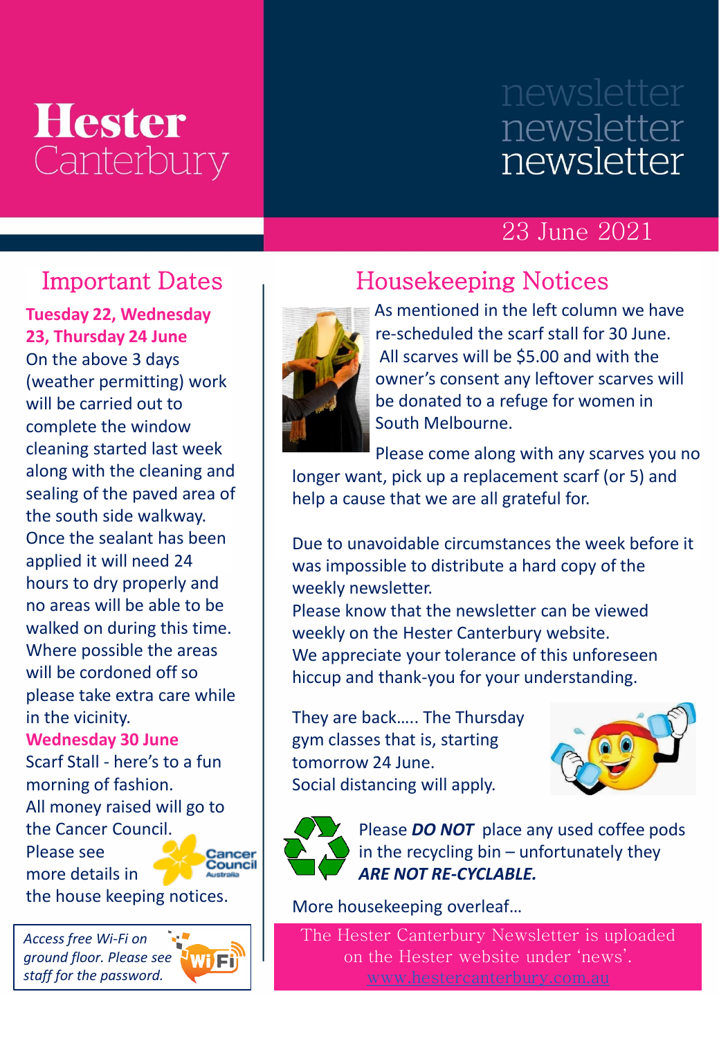# Hester Canterbury

# newsletter

23 June 2021

## Important Dates

**Tuesday 22, Wednesday 23, Thursday 24 June**

On the above 3 days (weather permitting) work will be carried out to complete the window cleaning started last week along with the cleaning and sealing of the paved area of the south side walkway. Once the sealant has been applied it will need 24 hours to dry properly and no areas will be able to be walked on during this time. Where possible the areas will be cordoned off so please take extra care while in the vicinity.

**Wednesday 30 June**

Scarf Stall - here's to a fun morning of fashion. All money raised will go to the Cancer Council. Please see more details in the house keeping notices.

*Access free Wi-Fi on ground floor. Please see staff for the password.*

## Housekeeping Notices

As mentioned in the left column we have re-scheduled the scarf stall for 30 June. All scarves will be $5.00 and with the owner's consent any leftover scarves will be donated to a refuge for women in South Melbourne.

Please come along with any scarves you no longer want, pick up a replacement scarf (or 5) and help a cause that we are all grateful for.

Due to unavoidable circumstances the week before it was impossible to distribute a hard copy of the weekly newsletter. Please know that the newsletter can be viewed weekly on the Hester Canterbury website. We appreciate your tolerance of this unforeseen hiccup and thank-you for your understanding.

They are back….. The Thursday gym classes that is, starting tomorrow 24 June. Social distancing will apply.

Please ***DO NOT*** place any used coffee pods in the recycling bin – unfortunately they ***ARE NOT RE-CYCLABLE.***

More housekeeping overleaf…

The Hester Canterbury Newsletter is uploaded on the Hester website under 'news'. www.hestercanterbury.com.au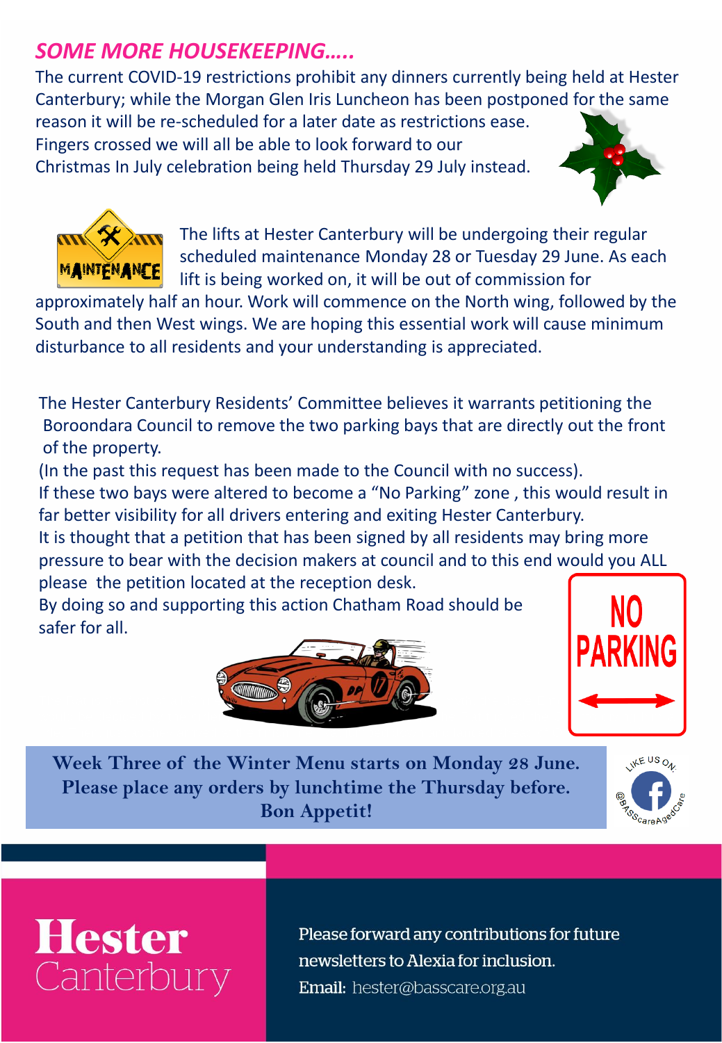## *SOME MORE HOUSEKEEPING…..*

The current COVID-19 restrictions prohibit any dinners currently being held at Hester Canterbury; while the Morgan Glen Iris Luncheon has been postponed for the same reason it will be re-scheduled for a later date as restrictions ease. Fingers crossed we will all be able to look forward to our Christmas In July celebration being held Thursday 29 July instead.

The lifts at Hester Canterbury will be undergoing their regular scheduled maintenance Monday 28 or Tuesday 29 June. As each lift is being worked on, it will be out of commission for approximately half an hour. Work will commence on the North wing, followed by the South and then West wings. We are hoping this essential work will cause minimum disturbance to all residents and your understanding is appreciated.

The Hester Canterbury Residents' Committee believes it warrants petitioning the Boroondara Council to remove the two parking bays that are directly out the front of the property.
(In the past this request has been made to the Council with no success).
If these two bays were altered to become a "No Parking" zone , this would result in far better visibility for all drivers entering and exiting Hester Canterbury.
It is thought that a petition that has been signed by all residents may bring more pressure to bear with the decision makers at council and to this end would you ALL please the petition located at the reception desk.
By doing so and supporting this action Chatham Road should be safer for all.

**Week Three of the Winter Menu starts on Monday 28 June.**
**Please place any orders by lunchtime the Thursday before.**
**Bon Appetit!**

LIKE US ON @BASScareAgedCare

**Hester** Canterbury

Please forward any contributions for future newsletters to Alexia for inclusion.
**Email:** hester@basscare.org.au